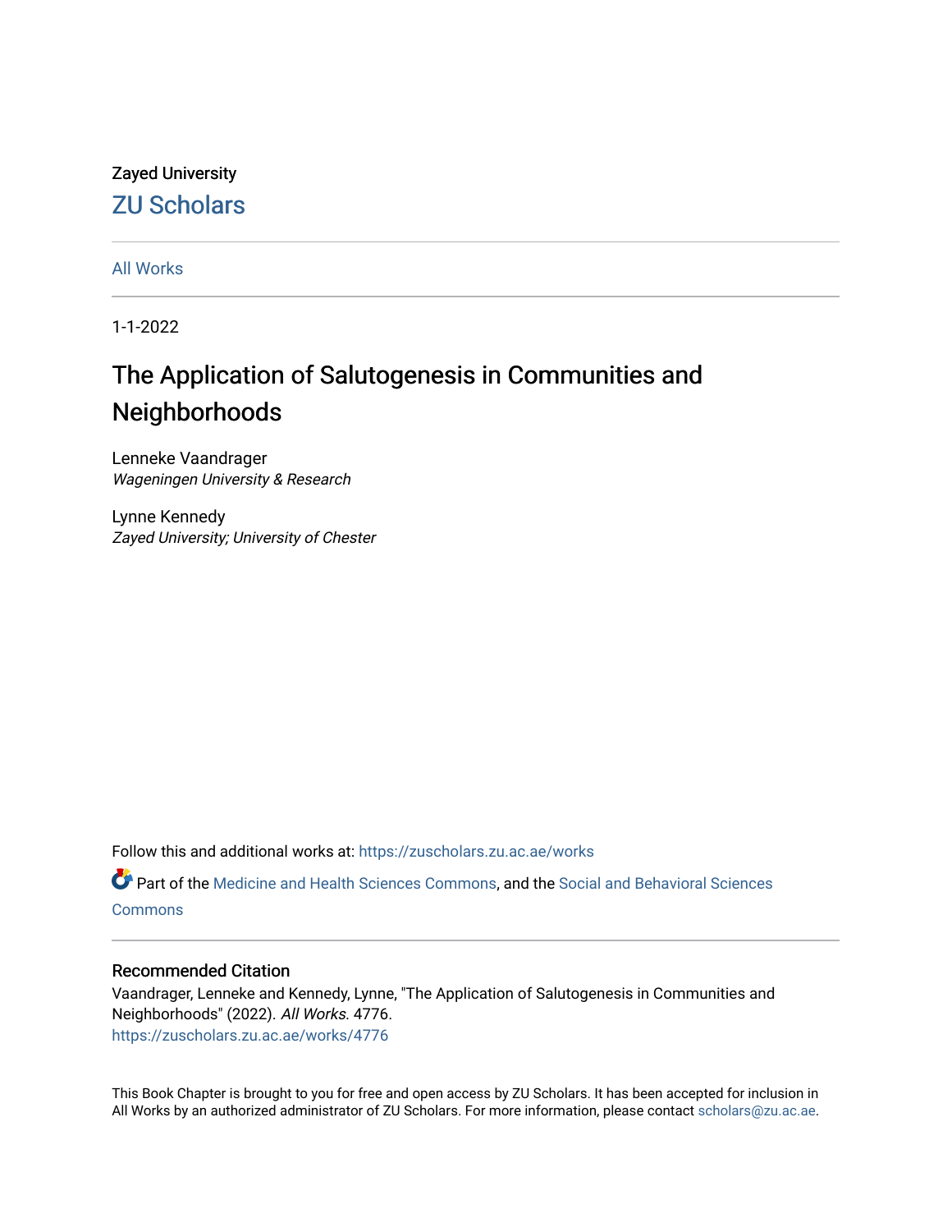Zayed University

ZU Scholars

All Works

1-1-2022

# The Application of Salutogenesis in Communities and Neighborhoods

Lenneke Vaandrager
*Wageningen University & Research*

Lynne Kennedy
*Zayed University; University of Chester*

Follow this and additional works at: https://zuscholars.zu.ac.ae/works

Part of the Medicine and Health Sciences Commons, and the Social and Behavioral Sciences Commons

## Recommended Citation

Vaandrager, Lenneke and Kennedy, Lynne, "The Application of Salutogenesis in Communities and Neighborhoods" (2022). *All Works*. 4776.
https://zuscholars.zu.ac.ae/works/4776

This Book Chapter is brought to you for free and open access by ZU Scholars. It has been accepted for inclusion in All Works by an authorized administrator of ZU Scholars. For more information, please contact scholars@zu.ac.ae.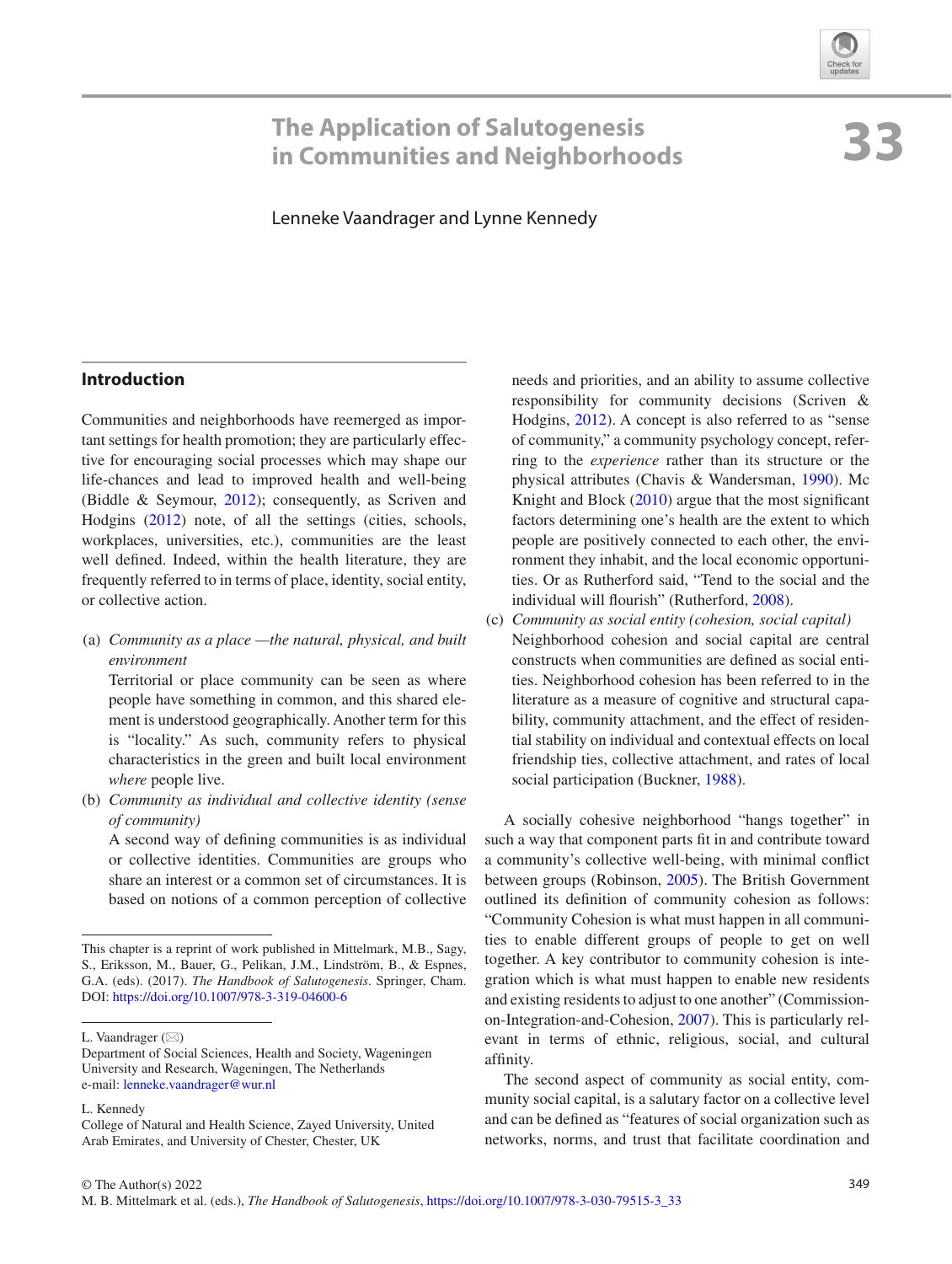# 33 The Application of Salutogenesis in Communities and Neighborhoods

Lenneke Vaandrager and Lynne Kennedy

## Introduction

Communities and neighborhoods have reemerged as important settings for health promotion; they are particularly effective for encouraging social processes which may shape our life-chances and lead to improved health and well-being (Biddle & Seymour, 2012); consequently, as Scriven and Hodgins (2012) note, of all the settings (cities, schools, workplaces, universities, etc.), communities are the least well defined. Indeed, within the health literature, they are frequently referred to in terms of place, identity, social entity, or collective action.

(a) *Community as a place —the natural, physical, and built environment*
Territorial or place community can be seen as where people have something in common, and this shared element is understood geographically. Another term for this is "locality." As such, community refers to physical characteristics in the green and built local environment *where* people live.

(b) *Community as individual and collective identity (sense of community)*
A second way of defining communities is as individual or collective identities. Communities are groups who share an interest or a common set of circumstances. It is based on notions of a common perception of collective needs and priorities, and an ability to assume collective responsibility for community decisions (Scriven & Hodgins, 2012). A concept is also referred to as "sense of community," a community psychology concept, referring to the *experience* rather than its structure or the physical attributes (Chavis & Wandersman, 1990). Mc Knight and Block (2010) argue that the most significant factors determining one's health are the extent to which people are positively connected to each other, the environment they inhabit, and the local economic opportunities. Or as Rutherford said, "Tend to the social and the individual will flourish" (Rutherford, 2008).

(c) *Community as social entity (cohesion, social capital)*
Neighborhood cohesion and social capital are central constructs when communities are defined as social entities. Neighborhood cohesion has been referred to in the literature as a measure of cognitive and structural capability, community attachment, and the effect of residential stability on individual and contextual effects on local friendship ties, collective attachment, and rates of local social participation (Buckner, 1988).

A socially cohesive neighborhood "hangs together" in such a way that component parts fit in and contribute toward a community's collective well-being, with minimal conflict between groups (Robinson, 2005). The British Government outlined its definition of community cohesion as follows: "Community Cohesion is what must happen in all communities to enable different groups of people to get on well together. A key contributor to community cohesion is integration which is what must happen to enable new residents and existing residents to adjust to one another" (Commission-on-Integration-and-Cohesion, 2007). This is particularly relevant in terms of ethnic, religious, social, and cultural affinity.

The second aspect of community as social entity, community social capital, is a salutary factor on a collective level and can be defined as "features of social organization such as networks, norms, and trust that facilitate coordination and

---

This chapter is a reprint of work published in Mittelmark, M.B., Sagy, S., Eriksson, M., Bauer, G., Pelikan, J.M., Lindström, B., & Espnes, G.A. (eds). (2017). *The Handbook of Salutogenesis*. Springer, Cham. DOI: https://doi.org/10.1007/978-3-319-04600-6

L. Vaandrager (✉)
Department of Social Sciences, Health and Society, Wageningen University and Research, Wageningen, The Netherlands
e-mail: lenneke.vaandrager@wur.nl

L. Kennedy
College of Natural and Health Science, Zayed University, United Arab Emirates, and University of Chester, Chester, UK

© The Author(s) 2022
M. B. Mittelmark et al. (eds.), *The Handbook of Salutogenesis*, https://doi.org/10.1007/978-3-030-79515-3_33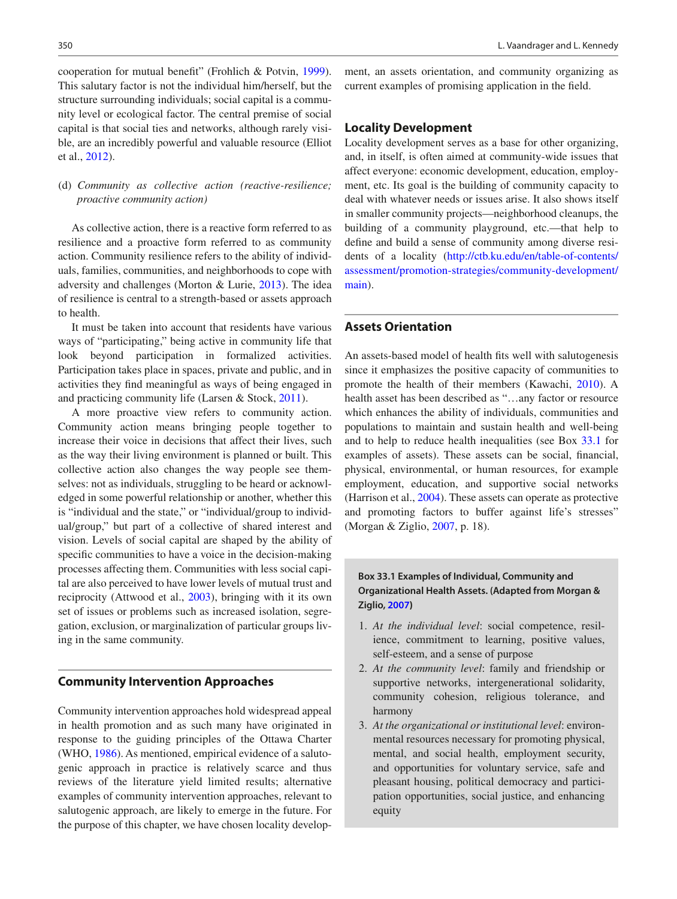cooperation for mutual benefit" (Frohlich & Potvin, 1999). This salutary factor is not the individual him/herself, but the structure surrounding individuals; social capital is a community level or ecological factor. The central premise of social capital is that social ties and networks, although rarely visible, are an incredibly powerful and valuable resource (Elliot et al., 2012).

(d) *Community as collective action (reactive-resilience; proactive community action)*

As collective action, there is a reactive form referred to as resilience and a proactive form referred to as community action. Community resilience refers to the ability of individuals, families, communities, and neighborhoods to cope with adversity and challenges (Morton & Lurie, 2013). The idea of resilience is central to a strength-based or assets approach to health.

It must be taken into account that residents have various ways of "participating," being active in community life that look beyond participation in formalized activities. Participation takes place in spaces, private and public, and in activities they find meaningful as ways of being engaged in and practicing community life (Larsen & Stock, 2011).

A more proactive view refers to community action. Community action means bringing people together to increase their voice in decisions that affect their lives, such as the way their living environment is planned or built. This collective action also changes the way people see themselves: not as individuals, struggling to be heard or acknowledged in some powerful relationship or another, whether this is "individual and the state," or "individual/group to individual/group," but part of a collective of shared interest and vision. Levels of social capital are shaped by the ability of specific communities to have a voice in the decision-making processes affecting them. Communities with less social capital are also perceived to have lower levels of mutual trust and reciprocity (Attwood et al., 2003), bringing with it its own set of issues or problems such as increased isolation, segregation, exclusion, or marginalization of particular groups living in the same community.

## Community Intervention Approaches

Community intervention approaches hold widespread appeal in health promotion and as such many have originated in response to the guiding principles of the Ottawa Charter (WHO, 1986). As mentioned, empirical evidence of a salutogenic approach in practice is relatively scarce and thus reviews of the literature yield limited results; alternative examples of community intervention approaches, relevant to salutogenic approach, are likely to emerge in the future. For the purpose of this chapter, we have chosen locality development, an assets orientation, and community organizing as current examples of promising application in the field.

### Locality Development

Locality development serves as a base for other organizing, and, in itself, is often aimed at community-wide issues that affect everyone: economic development, education, employment, etc. Its goal is the building of community capacity to deal with whatever needs or issues arise. It also shows itself in smaller community projects—neighborhood cleanups, the building of a community playground, etc.—that help to define and build a sense of community among diverse residents of a locality (http://ctb.ku.edu/en/table-of-contents/assessment/promotion-strategies/community-development/main).

## Assets Orientation

An assets-based model of health fits well with salutogenesis since it emphasizes the positive capacity of communities to promote the health of their members (Kawachi, 2010). A health asset has been described as "…any factor or resource which enhances the ability of individuals, communities and populations to maintain and sustain health and well-being and to help to reduce health inequalities (see Box 33.1 for examples of assets). These assets can be social, financial, physical, environmental, or human resources, for example employment, education, and supportive social networks (Harrison et al., 2004). These assets can operate as protective and promoting factors to buffer against life's stresses" (Morgan & Ziglio, 2007, p. 18).

**Box 33.1 Examples of Individual, Community and Organizational Health Assets. (Adapted from Morgan & Ziglio, 2007)**

1. *At the individual level*: social competence, resilience, commitment to learning, positive values, self-esteem, and a sense of purpose
2. *At the community level*: family and friendship or supportive networks, intergenerational solidarity, community cohesion, religious tolerance, and harmony
3. *At the organizational or institutional level*: environmental resources necessary for promoting physical, mental, and social health, employment security, and opportunities for voluntary service, safe and pleasant housing, political democracy and participation opportunities, social justice, and enhancing equity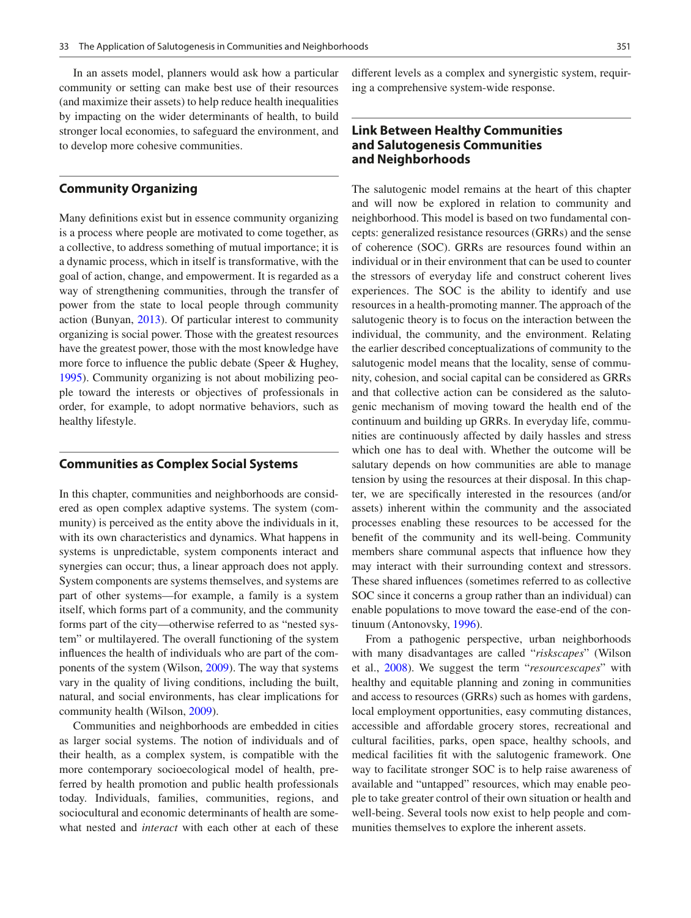In an assets model, planners would ask how a particular community or setting can make best use of their resources (and maximize their assets) to help reduce health inequalities by impacting on the wider determinants of health, to build stronger local economies, to safeguard the environment, and to develop more cohesive communities.

## Community Organizing

Many definitions exist but in essence community organizing is a process where people are motivated to come together, as a collective, to address something of mutual importance; it is a dynamic process, which in itself is transformative, with the goal of action, change, and empowerment. It is regarded as a way of strengthening communities, through the transfer of power from the state to local people through community action (Bunyan, 2013). Of particular interest to community organizing is social power. Those with the greatest resources have the greatest power, those with the most knowledge have more force to influence the public debate (Speer & Hughey, 1995). Community organizing is not about mobilizing people toward the interests or objectives of professionals in order, for example, to adopt normative behaviors, such as healthy lifestyle.

## Communities as Complex Social Systems

In this chapter, communities and neighborhoods are considered as open complex adaptive systems. The system (community) is perceived as the entity above the individuals in it, with its own characteristics and dynamics. What happens in systems is unpredictable, system components interact and synergies can occur; thus, a linear approach does not apply. System components are systems themselves, and systems are part of other systems—for example, a family is a system itself, which forms part of a community, and the community forms part of the city—otherwise referred to as "nested system" or multilayered. The overall functioning of the system influences the health of individuals who are part of the components of the system (Wilson, 2009). The way that systems vary in the quality of living conditions, including the built, natural, and social environments, has clear implications for community health (Wilson, 2009).

Communities and neighborhoods are embedded in cities as larger social systems. The notion of individuals and of their health, as a complex system, is compatible with the more contemporary socioecological model of health, preferred by health promotion and public health professionals today. Individuals, families, communities, regions, and sociocultural and economic determinants of health are somewhat nested and *interact* with each other at each of these different levels as a complex and synergistic system, requiring a comprehensive system-wide response.

## Link Between Healthy Communities and Salutogenesis Communities and Neighborhoods

The salutogenic model remains at the heart of this chapter and will now be explored in relation to community and neighborhood. This model is based on two fundamental concepts: generalized resistance resources (GRRs) and the sense of coherence (SOC). GRRs are resources found within an individual or in their environment that can be used to counter the stressors of everyday life and construct coherent lives experiences. The SOC is the ability to identify and use resources in a health-promoting manner. The approach of the salutogenic theory is to focus on the interaction between the individual, the community, and the environment. Relating the earlier described conceptualizations of community to the salutogenic model means that the locality, sense of community, cohesion, and social capital can be considered as GRRs and that collective action can be considered as the salutogenic mechanism of moving toward the health end of the continuum and building up GRRs. In everyday life, communities are continuously affected by daily hassles and stress which one has to deal with. Whether the outcome will be salutary depends on how communities are able to manage tension by using the resources at their disposal. In this chapter, we are specifically interested in the resources (and/or assets) inherent within the community and the associated processes enabling these resources to be accessed for the benefit of the community and its well-being. Community members share communal aspects that influence how they may interact with their surrounding context and stressors. These shared influences (sometimes referred to as collective SOC since it concerns a group rather than an individual) can enable populations to move toward the ease-end of the continuum (Antonovsky, 1996).

From a pathogenic perspective, urban neighborhoods with many disadvantages are called "*riskscapes*" (Wilson et al., 2008). We suggest the term "*resourcescapes*" with healthy and equitable planning and zoning in communities and access to resources (GRRs) such as homes with gardens, local employment opportunities, easy commuting distances, accessible and affordable grocery stores, recreational and cultural facilities, parks, open space, healthy schools, and medical facilities fit with the salutogenic framework. One way to facilitate stronger SOC is to help raise awareness of available and "untapped" resources, which may enable people to take greater control of their own situation or health and well-being. Several tools now exist to help people and communities themselves to explore the inherent assets.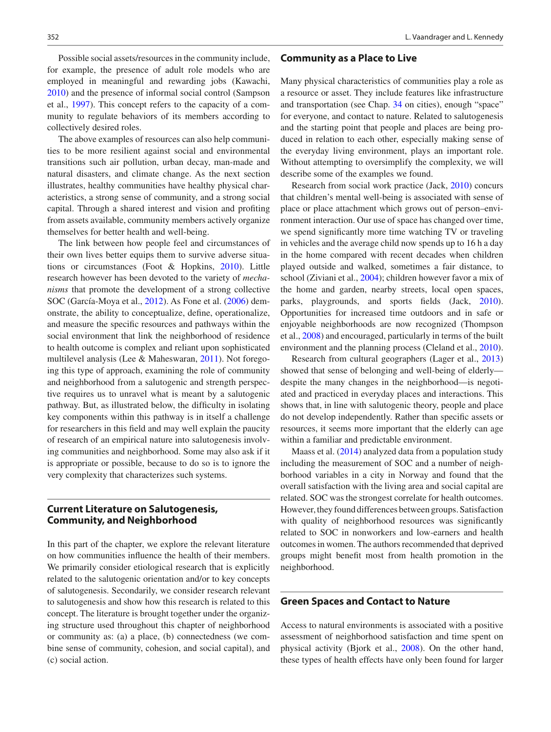Possible social assets/resources in the community include, for example, the presence of adult role models who are employed in meaningful and rewarding jobs (Kawachi, 2010) and the presence of informal social control (Sampson et al., 1997). This concept refers to the capacity of a community to regulate behaviors of its members according to collectively desired roles.

The above examples of resources can also help communities to be more resilient against social and environmental transitions such air pollution, urban decay, man-made and natural disasters, and climate change. As the next section illustrates, healthy communities have healthy physical characteristics, a strong sense of community, and a strong social capital. Through a shared interest and vision and profiting from assets available, community members actively organize themselves for better health and well-being.

The link between how people feel and circumstances of their own lives better equips them to survive adverse situations or circumstances (Foot & Hopkins, 2010). Little research however has been devoted to the variety of *mechanisms* that promote the development of a strong collective SOC (García-Moya et al., 2012). As Fone et al. (2006) demonstrate, the ability to conceptualize, define, operationalize, and measure the specific resources and pathways within the social environment that link the neighborhood of residence to health outcome is complex and reliant upon sophisticated multilevel analysis (Lee & Maheswaran, 2011). Not foregoing this type of approach, examining the role of community and neighborhood from a salutogenic and strength perspective requires us to unravel what is meant by a salutogenic pathway. But, as illustrated below, the difficulty in isolating key components within this pathway is in itself a challenge for researchers in this field and may well explain the paucity of research of an empirical nature into salutogenesis involving communities and neighborhood. Some may also ask if it is appropriate or possible, because to do so is to ignore the very complexity that characterizes such systems.

## Current Literature on Salutogenesis, Community, and Neighborhood

In this part of the chapter, we explore the relevant literature on how communities influence the health of their members. We primarily consider etiological research that is explicitly related to the salutogenic orientation and/or to key concepts of salutogenesis. Secondarily, we consider research relevant to salutogenesis and show how this research is related to this concept. The literature is brought together under the organizing structure used throughout this chapter of neighborhood or community as: (a) a place, (b) connectedness (we combine sense of community, cohesion, and social capital), and (c) social action.

## Community as a Place to Live

Many physical characteristics of communities play a role as a resource or asset. They include features like infrastructure and transportation (see Chap. 34 on cities), enough "space" for everyone, and contact to nature. Related to salutogenesis and the starting point that people and places are being produced in relation to each other, especially making sense of the everyday living environment, plays an important role. Without attempting to oversimplify the complexity, we will describe some of the examples we found.

Research from social work practice (Jack, 2010) concurs that children's mental well-being is associated with sense of place or place attachment which grows out of person–environment interaction. Our use of space has changed over time, we spend significantly more time watching TV or traveling in vehicles and the average child now spends up to 16 h a day in the home compared with recent decades when children played outside and walked, sometimes a fair distance, to school (Ziviani et al., 2004); children however favor a mix of the home and garden, nearby streets, local open spaces, parks, playgrounds, and sports fields (Jack, 2010). Opportunities for increased time outdoors and in safe or enjoyable neighborhoods are now recognized (Thompson et al., 2008) and encouraged, particularly in terms of the built environment and the planning process (Cleland et al., 2010).

Research from cultural geographers (Lager et al., 2013) showed that sense of belonging and well-being of elderly—despite the many changes in the neighborhood—is negotiated and practiced in everyday places and interactions. This shows that, in line with salutogenic theory, people and place do not develop independently. Rather than specific assets or resources, it seems more important that the elderly can age within a familiar and predictable environment.

Maass et al. (2014) analyzed data from a population study including the measurement of SOC and a number of neighborhood variables in a city in Norway and found that the overall satisfaction with the living area and social capital are related. SOC was the strongest correlate for health outcomes. However, they found differences between groups. Satisfaction with quality of neighborhood resources was significantly related to SOC in nonworkers and low-earners and health outcomes in women. The authors recommended that deprived groups might benefit most from health promotion in the neighborhood.

## Green Spaces and Contact to Nature

Access to natural environments is associated with a positive assessment of neighborhood satisfaction and time spent on physical activity (Bjork et al., 2008). On the other hand, these types of health effects have only been found for larger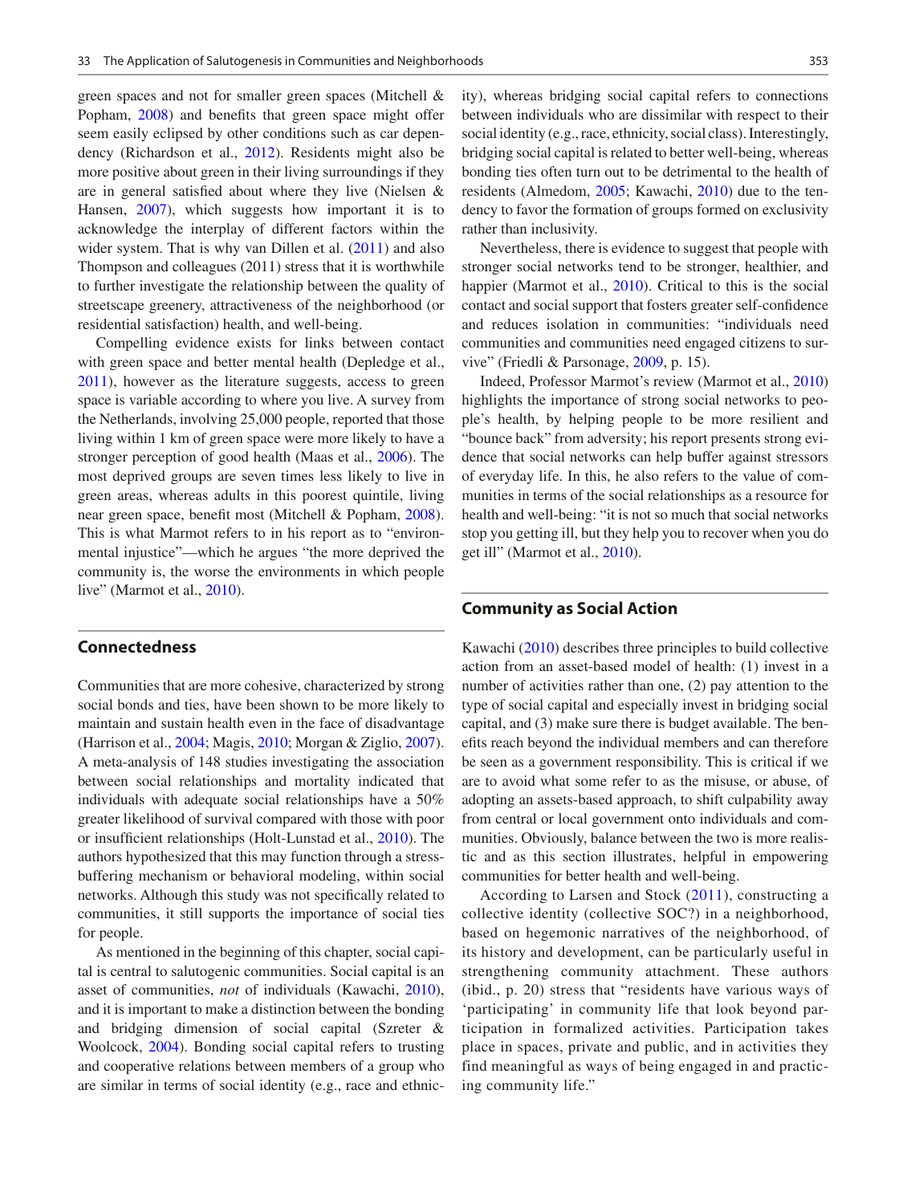green spaces and not for smaller green spaces (Mitchell & Popham, 2008) and benefits that green space might offer seem easily eclipsed by other conditions such as car dependency (Richardson et al., 2012). Residents might also be more positive about green in their living surroundings if they are in general satisfied about where they live (Nielsen & Hansen, 2007), which suggests how important it is to acknowledge the interplay of different factors within the wider system. That is why van Dillen et al. (2011) and also Thompson and colleagues (2011) stress that it is worthwhile to further investigate the relationship between the quality of streetscape greenery, attractiveness of the neighborhood (or residential satisfaction) health, and well-being.

Compelling evidence exists for links between contact with green space and better mental health (Depledge et al., 2011), however as the literature suggests, access to green space is variable according to where you live. A survey from the Netherlands, involving 25,000 people, reported that those living within 1 km of green space were more likely to have a stronger perception of good health (Maas et al., 2006). The most deprived groups are seven times less likely to live in green areas, whereas adults in this poorest quintile, living near green space, benefit most (Mitchell & Popham, 2008). This is what Marmot refers to in his report as to "environmental injustice"—which he argues "the more deprived the community is, the worse the environments in which people live" (Marmot et al., 2010).

## Connectedness

Communities that are more cohesive, characterized by strong social bonds and ties, have been shown to be more likely to maintain and sustain health even in the face of disadvantage (Harrison et al., 2004; Magis, 2010; Morgan & Ziglio, 2007). A meta-analysis of 148 studies investigating the association between social relationships and mortality indicated that individuals with adequate social relationships have a 50% greater likelihood of survival compared with those with poor or insufficient relationships (Holt-Lunstad et al., 2010). The authors hypothesized that this may function through a stress-buffering mechanism or behavioral modeling, within social networks. Although this study was not specifically related to communities, it still supports the importance of social ties for people.

As mentioned in the beginning of this chapter, social capital is central to salutogenic communities. Social capital is an asset of communities, *not* of individuals (Kawachi, 2010), and it is important to make a distinction between the bonding and bridging dimension of social capital (Szreter & Woolcock, 2004). Bonding social capital refers to trusting and cooperative relations between members of a group who are similar in terms of social identity (e.g., race and ethnicity), whereas bridging social capital refers to connections between individuals who are dissimilar with respect to their social identity (e.g., race, ethnicity, social class). Interestingly, bridging social capital is related to better well-being, whereas bonding ties often turn out to be detrimental to the health of residents (Almedom, 2005; Kawachi, 2010) due to the tendency to favor the formation of groups formed on exclusivity rather than inclusivity.

Nevertheless, there is evidence to suggest that people with stronger social networks tend to be stronger, healthier, and happier (Marmot et al., 2010). Critical to this is the social contact and social support that fosters greater self-confidence and reduces isolation in communities: "individuals need communities and communities need engaged citizens to survive" (Friedli & Parsonage, 2009, p. 15).

Indeed, Professor Marmot's review (Marmot et al., 2010) highlights the importance of strong social networks to people's health, by helping people to be more resilient and "bounce back" from adversity; his report presents strong evidence that social networks can help buffer against stressors of everyday life. In this, he also refers to the value of communities in terms of the social relationships as a resource for health and well-being: "it is not so much that social networks stop you getting ill, but they help you to recover when you do get ill" (Marmot et al., 2010).

## Community as Social Action

Kawachi (2010) describes three principles to build collective action from an asset-based model of health: (1) invest in a number of activities rather than one, (2) pay attention to the type of social capital and especially invest in bridging social capital, and (3) make sure there is budget available. The benefits reach beyond the individual members and can therefore be seen as a government responsibility. This is critical if we are to avoid what some refer to as the misuse, or abuse, of adopting an assets-based approach, to shift culpability away from central or local government onto individuals and communities. Obviously, balance between the two is more realistic and as this section illustrates, helpful in empowering communities for better health and well-being.

According to Larsen and Stock (2011), constructing a collective identity (collective SOC?) in a neighborhood, based on hegemonic narratives of the neighborhood, of its history and development, can be particularly useful in strengthening community attachment. These authors (ibid., p. 20) stress that "residents have various ways of 'participating' in community life that look beyond participation in formalized activities. Participation takes place in spaces, private and public, and in activities they find meaningful as ways of being engaged in and practicing community life."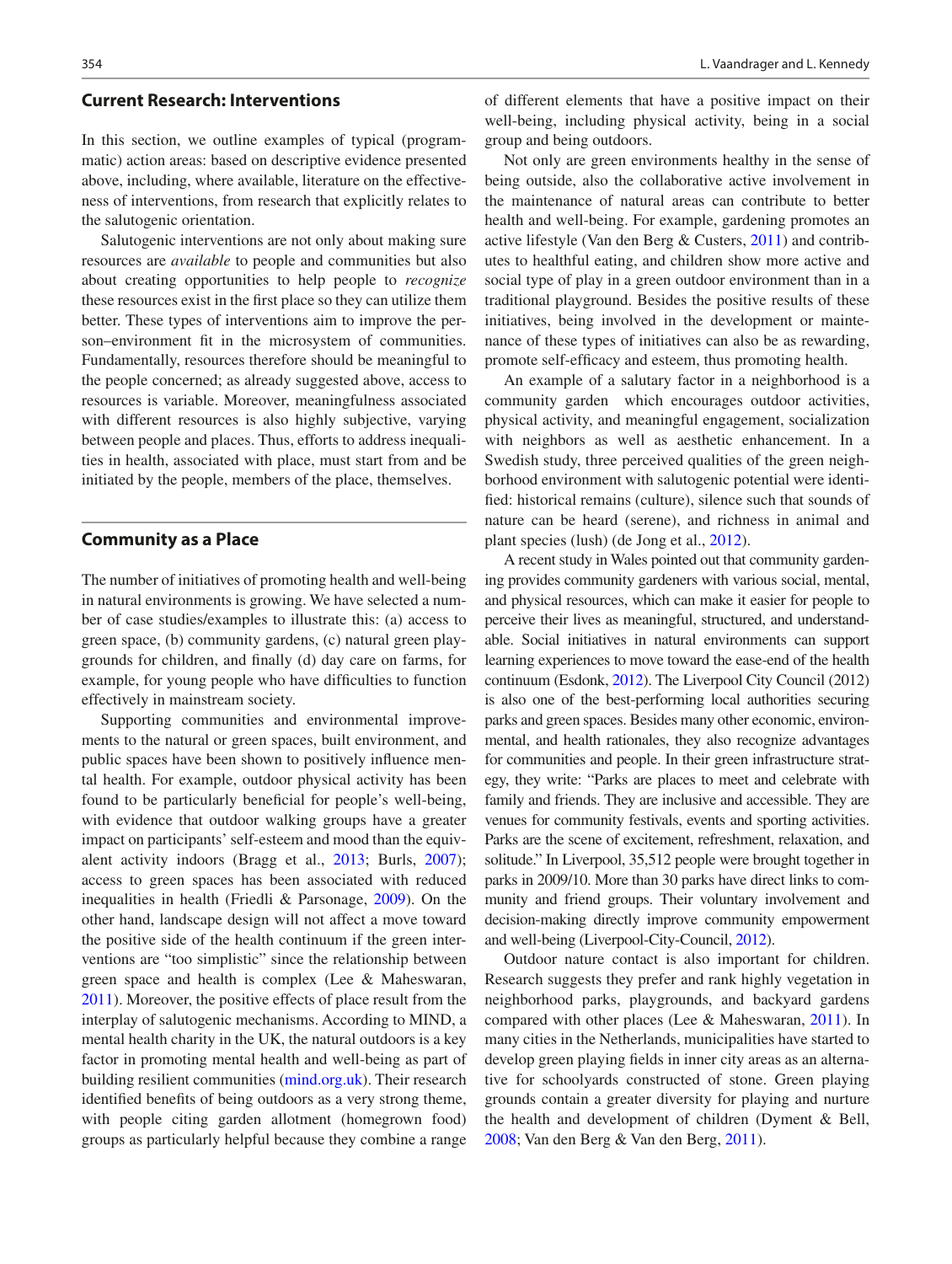## Current Research: Interventions

In this section, we outline examples of typical (programmatic) action areas: based on descriptive evidence presented above, including, where available, literature on the effectiveness of interventions, from research that explicitly relates to the salutogenic orientation.

Salutogenic interventions are not only about making sure resources are *available* to people and communities but also about creating opportunities to help people to *recognize* these resources exist in the first place so they can utilize them better. These types of interventions aim to improve the person–environment fit in the microsystem of communities. Fundamentally, resources therefore should be meaningful to the people concerned; as already suggested above, access to resources is variable. Moreover, meaningfulness associated with different resources is also highly subjective, varying between people and places. Thus, efforts to address inequalities in health, associated with place, must start from and be initiated by the people, members of the place, themselves.

## Community as a Place

The number of initiatives of promoting health and well-being in natural environments is growing. We have selected a number of case studies/examples to illustrate this: (a) access to green space, (b) community gardens, (c) natural green playgrounds for children, and finally (d) day care on farms, for example, for young people who have difficulties to function effectively in mainstream society.

Supporting communities and environmental improvements to the natural or green spaces, built environment, and public spaces have been shown to positively influence mental health. For example, outdoor physical activity has been found to be particularly beneficial for people's well-being, with evidence that outdoor walking groups have a greater impact on participants' self-esteem and mood than the equivalent activity indoors (Bragg et al., 2013; Burls, 2007); access to green spaces has been associated with reduced inequalities in health (Friedli & Parsonage, 2009). On the other hand, landscape design will not affect a move toward the positive side of the health continuum if the green interventions are "too simplistic" since the relationship between green space and health is complex (Lee & Maheswaran, 2011). Moreover, the positive effects of place result from the interplay of salutogenic mechanisms. According to MIND, a mental health charity in the UK, the natural outdoors is a key factor in promoting mental health and well-being as part of building resilient communities (mind.org.uk). Their research identified benefits of being outdoors as a very strong theme, with people citing garden allotment (homegrown food) groups as particularly helpful because they combine a range of different elements that have a positive impact on their well-being, including physical activity, being in a social group and being outdoors.

Not only are green environments healthy in the sense of being outside, also the collaborative active involvement in the maintenance of natural areas can contribute to better health and well-being. For example, gardening promotes an active lifestyle (Van den Berg & Custers, 2011) and contributes to healthful eating, and children show more active and social type of play in a green outdoor environment than in a traditional playground. Besides the positive results of these initiatives, being involved in the development or maintenance of these types of initiatives can also be as rewarding, promote self-efficacy and esteem, thus promoting health.

An example of a salutary factor in a neighborhood is a community garden which encourages outdoor activities, physical activity, and meaningful engagement, socialization with neighbors as well as aesthetic enhancement. In a Swedish study, three perceived qualities of the green neighborhood environment with salutogenic potential were identified: historical remains (culture), silence such that sounds of nature can be heard (serene), and richness in animal and plant species (lush) (de Jong et al., 2012).

A recent study in Wales pointed out that community gardening provides community gardeners with various social, mental, and physical resources, which can make it easier for people to perceive their lives as meaningful, structured, and understandable. Social initiatives in natural environments can support learning experiences to move toward the ease-end of the health continuum (Esdonk, 2012). The Liverpool City Council (2012) is also one of the best-performing local authorities securing parks and green spaces. Besides many other economic, environmental, and health rationales, they also recognize advantages for communities and people. In their green infrastructure strategy, they write: "Parks are places to meet and celebrate with family and friends. They are inclusive and accessible. They are venues for community festivals, events and sporting activities. Parks are the scene of excitement, refreshment, relaxation, and solitude." In Liverpool, 35,512 people were brought together in parks in 2009/10. More than 30 parks have direct links to community and friend groups. Their voluntary involvement and decision-making directly improve community empowerment and well-being (Liverpool-City-Council, 2012).

Outdoor nature contact is also important for children. Research suggests they prefer and rank highly vegetation in neighborhood parks, playgrounds, and backyard gardens compared with other places (Lee & Maheswaran, 2011). In many cities in the Netherlands, municipalities have started to develop green playing fields in inner city areas as an alternative for schoolyards constructed of stone. Green playing grounds contain a greater diversity for playing and nurture the health and development of children (Dyment & Bell, 2008; Van den Berg & Van den Berg, 2011).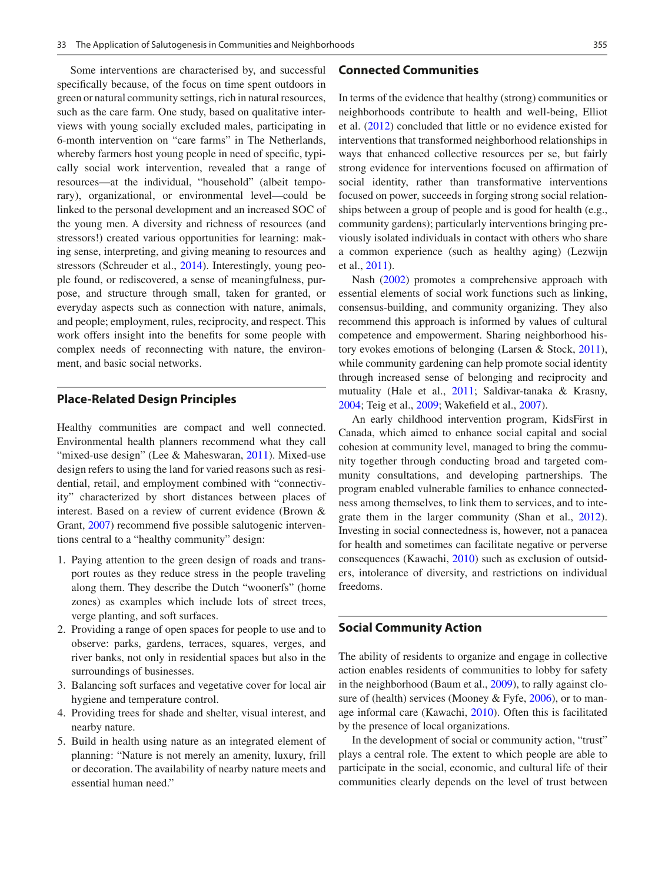Some interventions are characterised by, and successful specifically because, of the focus on time spent outdoors in green or natural community settings, rich in natural resources, such as the care farm. One study, based on qualitative interviews with young socially excluded males, participating in 6-month intervention on "care farms" in The Netherlands, whereby farmers host young people in need of specific, typically social work intervention, revealed that a range of resources—at the individual, "household" (albeit temporary), organizational, or environmental level—could be linked to the personal development and an increased SOC of the young men. A diversity and richness of resources (and stressors!) created various opportunities for learning: making sense, interpreting, and giving meaning to resources and stressors (Schreuder et al., 2014). Interestingly, young people found, or rediscovered, a sense of meaningfulness, purpose, and structure through small, taken for granted, or everyday aspects such as connection with nature, animals, and people; employment, rules, reciprocity, and respect. This work offers insight into the benefits for some people with complex needs of reconnecting with nature, the environment, and basic social networks.

## Place-Related Design Principles

Healthy communities are compact and well connected. Environmental health planners recommend what they call "mixed-use design" (Lee & Maheswaran, 2011). Mixed-use design refers to using the land for varied reasons such as residential, retail, and employment combined with "connectivity" characterized by short distances between places of interest. Based on a review of current evidence (Brown & Grant, 2007) recommend five possible salutogenic interventions central to a "healthy community" design:

1. Paying attention to the green design of roads and transport routes as they reduce stress in the people traveling along them. They describe the Dutch "woonerfs" (home zones) as examples which include lots of street trees, verge planting, and soft surfaces.
2. Providing a range of open spaces for people to use and to observe: parks, gardens, terraces, squares, verges, and river banks, not only in residential spaces but also in the surroundings of businesses.
3. Balancing soft surfaces and vegetative cover for local air hygiene and temperature control.
4. Providing trees for shade and shelter, visual interest, and nearby nature.
5. Build in health using nature as an integrated element of planning: "Nature is not merely an amenity, luxury, frill or decoration. The availability of nearby nature meets and essential human need."

## Connected Communities

In terms of the evidence that healthy (strong) communities or neighborhoods contribute to health and well-being, Elliot et al. (2012) concluded that little or no evidence existed for interventions that transformed neighborhood relationships in ways that enhanced collective resources per se, but fairly strong evidence for interventions focused on affirmation of social identity, rather than transformative interventions focused on power, succeeds in forging strong social relationships between a group of people and is good for health (e.g., community gardens); particularly interventions bringing previously isolated individuals in contact with others who share a common experience (such as healthy aging) (Lezwijn et al., 2011).

Nash (2002) promotes a comprehensive approach with essential elements of social work functions such as linking, consensus-building, and community organizing. They also recommend this approach is informed by values of cultural competence and empowerment. Sharing neighborhood history evokes emotions of belonging (Larsen & Stock, 2011), while community gardening can help promote social identity through increased sense of belonging and reciprocity and mutuality (Hale et al., 2011; Saldivar-tanaka & Krasny, 2004; Teig et al., 2009; Wakefield et al., 2007).

An early childhood intervention program, KidsFirst in Canada, which aimed to enhance social capital and social cohesion at community level, managed to bring the community together through conducting broad and targeted community consultations, and developing partnerships. The program enabled vulnerable families to enhance connectedness among themselves, to link them to services, and to integrate them in the larger community (Shan et al., 2012). Investing in social connectedness is, however, not a panacea for health and sometimes can facilitate negative or perverse consequences (Kawachi, 2010) such as exclusion of outsiders, intolerance of diversity, and restrictions on individual freedoms.

## Social Community Action

The ability of residents to organize and engage in collective action enables residents of communities to lobby for safety in the neighborhood (Baum et al., 2009), to rally against closure of (health) services (Mooney & Fyfe, 2006), or to manage informal care (Kawachi, 2010). Often this is facilitated by the presence of local organizations.

In the development of social or community action, "trust" plays a central role. The extent to which people are able to participate in the social, economic, and cultural life of their communities clearly depends on the level of trust between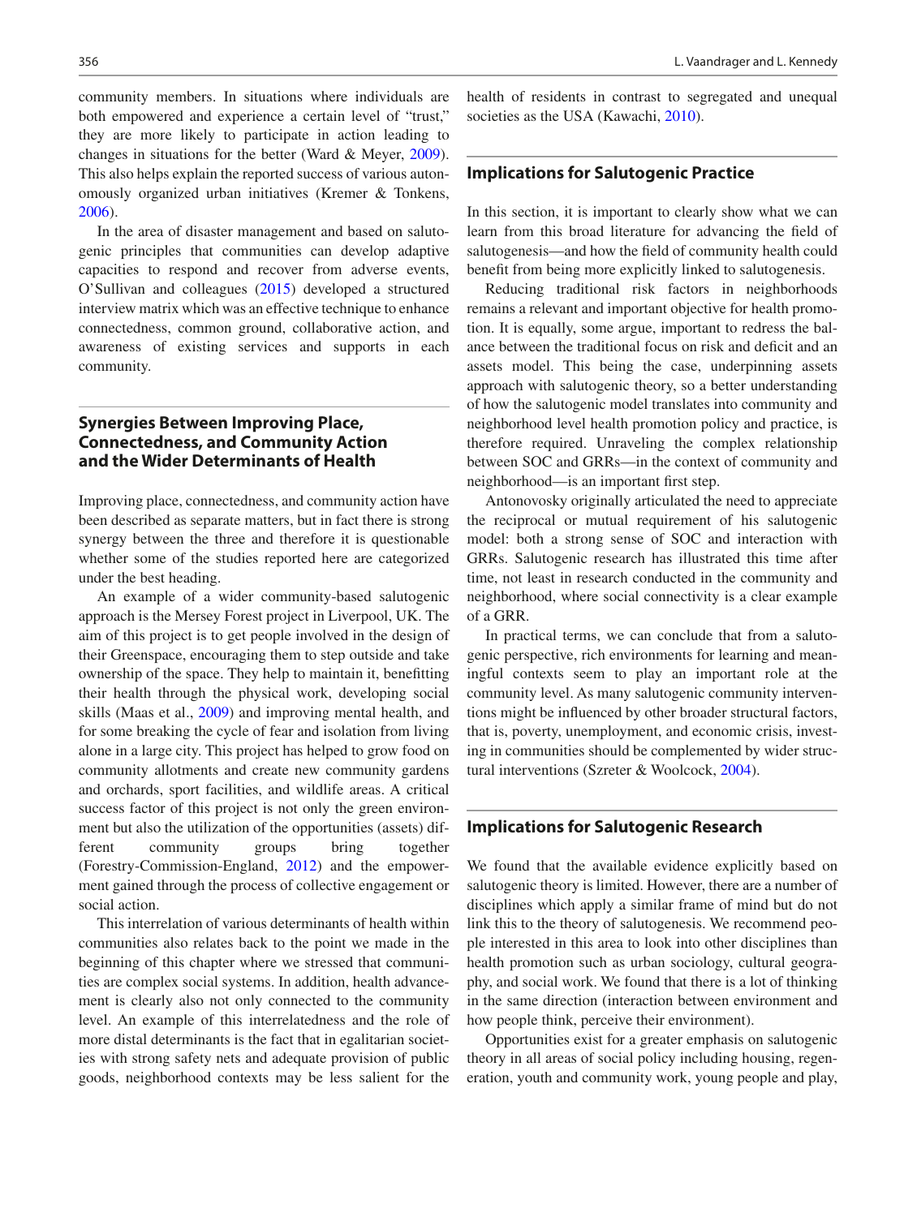community members. In situations where individuals are both empowered and experience a certain level of "trust," they are more likely to participate in action leading to changes in situations for the better (Ward & Meyer, 2009). This also helps explain the reported success of various autonomously organized urban initiatives (Kremer & Tonkens, 2006).

In the area of disaster management and based on salutogenic principles that communities can develop adaptive capacities to respond and recover from adverse events, O'Sullivan and colleagues (2015) developed a structured interview matrix which was an effective technique to enhance connectedness, common ground, collaborative action, and awareness of existing services and supports in each community.

## Synergies Between Improving Place, Connectedness, and Community Action and the Wider Determinants of Health

Improving place, connectedness, and community action have been described as separate matters, but in fact there is strong synergy between the three and therefore it is questionable whether some of the studies reported here are categorized under the best heading.

An example of a wider community-based salutogenic approach is the Mersey Forest project in Liverpool, UK. The aim of this project is to get people involved in the design of their Greenspace, encouraging them to step outside and take ownership of the space. They help to maintain it, benefitting their health through the physical work, developing social skills (Maas et al., 2009) and improving mental health, and for some breaking the cycle of fear and isolation from living alone in a large city. This project has helped to grow food on community allotments and create new community gardens and orchards, sport facilities, and wildlife areas. A critical success factor of this project is not only the green environment but also the utilization of the opportunities (assets) different community groups bring together (Forestry-Commission-England, 2012) and the empowerment gained through the process of collective engagement or social action.

This interrelation of various determinants of health within communities also relates back to the point we made in the beginning of this chapter where we stressed that communities are complex social systems. In addition, health advancement is clearly also not only connected to the community level. An example of this interrelatedness and the role of more distal determinants is the fact that in egalitarian societies with strong safety nets and adequate provision of public goods, neighborhood contexts may be less salient for the health of residents in contrast to segregated and unequal societies as the USA (Kawachi, 2010).

## Implications for Salutogenic Practice

In this section, it is important to clearly show what we can learn from this broad literature for advancing the field of salutogenesis—and how the field of community health could benefit from being more explicitly linked to salutogenesis.

Reducing traditional risk factors in neighborhoods remains a relevant and important objective for health promotion. It is equally, some argue, important to redress the balance between the traditional focus on risk and deficit and an assets model. This being the case, underpinning assets approach with salutogenic theory, so a better understanding of how the salutogenic model translates into community and neighborhood level health promotion policy and practice, is therefore required. Unraveling the complex relationship between SOC and GRRs—in the context of community and neighborhood—is an important first step.

Antonovosky originally articulated the need to appreciate the reciprocal or mutual requirement of his salutogenic model: both a strong sense of SOC and interaction with GRRs. Salutogenic research has illustrated this time after time, not least in research conducted in the community and neighborhood, where social connectivity is a clear example of a GRR.

In practical terms, we can conclude that from a salutogenic perspective, rich environments for learning and meaningful contexts seem to play an important role at the community level. As many salutogenic community interventions might be influenced by other broader structural factors, that is, poverty, unemployment, and economic crisis, investing in communities should be complemented by wider structural interventions (Szreter & Woolcock, 2004).

## Implications for Salutogenic Research

We found that the available evidence explicitly based on salutogenic theory is limited. However, there are a number of disciplines which apply a similar frame of mind but do not link this to the theory of salutogenesis. We recommend people interested in this area to look into other disciplines than health promotion such as urban sociology, cultural geography, and social work. We found that there is a lot of thinking in the same direction (interaction between environment and how people think, perceive their environment).

Opportunities exist for a greater emphasis on salutogenic theory in all areas of social policy including housing, regeneration, youth and community work, young people and play,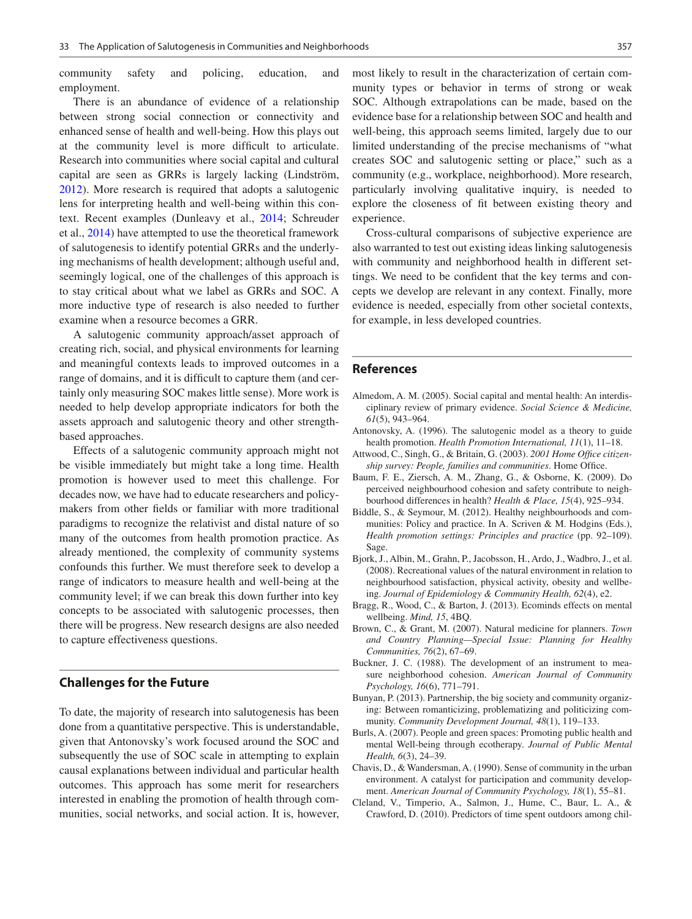community safety and policing, education, and employment.

There is an abundance of evidence of a relationship between strong social connection or connectivity and enhanced sense of health and well-being. How this plays out at the community level is more difficult to articulate. Research into communities where social capital and cultural capital are seen as GRRs is largely lacking (Lindström, 2012). More research is required that adopts a salutogenic lens for interpreting health and well-being within this context. Recent examples (Dunleavy et al., 2014; Schreuder et al., 2014) have attempted to use the theoretical framework of salutogenesis to identify potential GRRs and the underlying mechanisms of health development; although useful and, seemingly logical, one of the challenges of this approach is to stay critical about what we label as GRRs and SOC. A more inductive type of research is also needed to further examine when a resource becomes a GRR.

A salutogenic community approach/asset approach of creating rich, social, and physical environments for learning and meaningful contexts leads to improved outcomes in a range of domains, and it is difficult to capture them (and certainly only measuring SOC makes little sense). More work is needed to help develop appropriate indicators for both the assets approach and salutogenic theory and other strength-based approaches.

Effects of a salutogenic community approach might not be visible immediately but might take a long time. Health promotion is however used to meet this challenge. For decades now, we have had to educate researchers and policymakers from other fields or familiar with more traditional paradigms to recognize the relativist and distal nature of so many of the outcomes from health promotion practice. As already mentioned, the complexity of community systems confounds this further. We must therefore seek to develop a range of indicators to measure health and well-being at the community level; if we can break this down further into key concepts to be associated with salutogenic processes, then there will be progress. New research designs are also needed to capture effectiveness questions.

## Challenges for the Future

To date, the majority of research into salutogenesis has been done from a quantitative perspective. This is understandable, given that Antonovsky's work focused around the SOC and subsequently the use of SOC scale in attempting to explain causal explanations between individual and particular health outcomes. This approach has some merit for researchers interested in enabling the promotion of health through communities, social networks, and social action. It is, however, most likely to result in the characterization of certain community types or behavior in terms of strong or weak SOC. Although extrapolations can be made, based on the evidence base for a relationship between SOC and health and well-being, this approach seems limited, largely due to our limited understanding of the precise mechanisms of "what creates SOC and salutogenic setting or place," such as a community (e.g., workplace, neighborhood). More research, particularly involving qualitative inquiry, is needed to explore the closeness of fit between existing theory and experience.

Cross-cultural comparisons of subjective experience are also warranted to test out existing ideas linking salutogenesis with community and neighborhood health in different settings. We need to be confident that the key terms and concepts we develop are relevant in any context. Finally, more evidence is needed, especially from other societal contexts, for example, in less developed countries.

## References

Almedom, A. M. (2005). Social capital and mental health: An interdisciplinary review of primary evidence. *Social Science & Medicine, 61*(5), 943–964.

Antonovsky, A. (1996). The salutogenic model as a theory to guide health promotion. *Health Promotion International, 11*(1), 11–18.

Attwood, C., Singh, G., & Britain, G. (2003). *2001 Home Office citizenship survey: People, families and communities*. Home Office.

Baum, F. E., Ziersch, A. M., Zhang, G., & Osborne, K. (2009). Do perceived neighbourhood cohesion and safety contribute to neighbourhood differences in health? *Health & Place, 15*(4), 925–934.

Biddle, S., & Seymour, M. (2012). Healthy neighbourhoods and communities: Policy and practice. In A. Scriven & M. Hodgins (Eds.), *Health promotion settings: Principles and practice* (pp. 92–109). Sage.

Bjork, J., Albin, M., Grahn, P., Jacobsson, H., Ardo, J., Wadbro, J., et al. (2008). Recreational values of the natural environment in relation to neighbourhood satisfaction, physical activity, obesity and wellbeing. *Journal of Epidemiology & Community Health, 62*(4), e2.

Bragg, R., Wood, C., & Barton, J. (2013). Ecominds effects on mental wellbeing. *Mind, 15*, 4BQ.

Brown, C., & Grant, M. (2007). Natural medicine for planners. *Town and Country Planning—Special Issue: Planning for Healthy Communities, 76*(2), 67–69.

Buckner, J. C. (1988). The development of an instrument to measure neighborhood cohesion. *American Journal of Community Psychology, 16*(6), 771–791.

Bunyan, P. (2013). Partnership, the big society and community organizing: Between romanticizing, problematizing and politicizing community. *Community Development Journal, 48*(1), 119–133.

Burls, A. (2007). People and green spaces: Promoting public health and mental Well-being through ecotherapy. *Journal of Public Mental Health, 6*(3), 24–39.

Chavis, D., & Wandersman, A. (1990). Sense of community in the urban environment. A catalyst for participation and community development. *American Journal of Community Psychology, 18*(1), 55–81.

Cleland, V., Timperio, A., Salmon, J., Hume, C., Baur, L. A., & Crawford, D. (2010). Predictors of time spent outdoors among chil-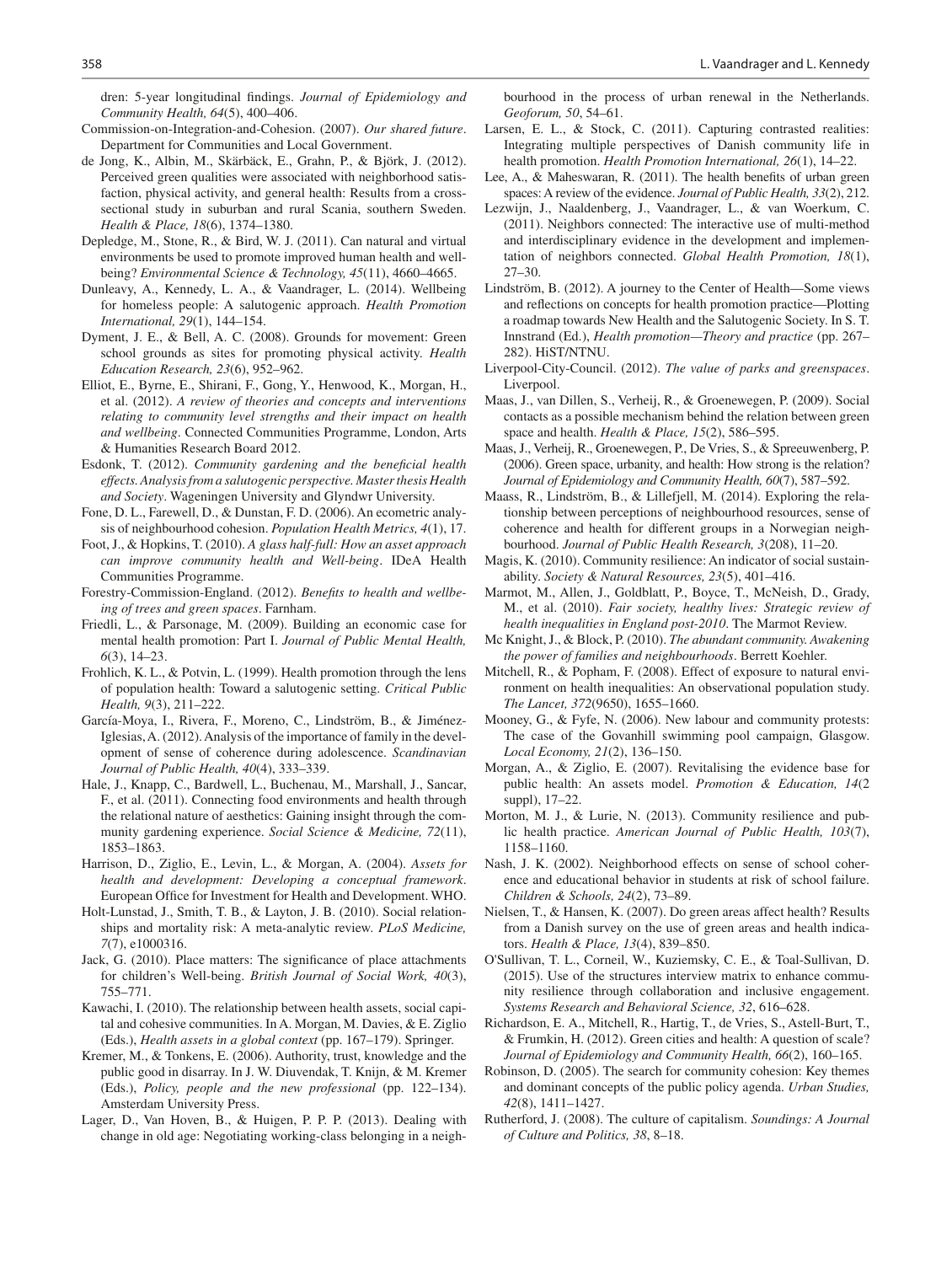dren: 5-year longitudinal findings. *Journal of Epidemiology and Community Health, 64*(5), 400–406.

Commission-on-Integration-and-Cohesion. (2007). *Our shared future*. Department for Communities and Local Government.

de Jong, K., Albin, M., Skärbäck, E., Grahn, P., & Björk, J. (2012). Perceived green qualities were associated with neighborhood satisfaction, physical activity, and general health: Results from a cross-sectional study in suburban and rural Scania, southern Sweden. *Health & Place, 18*(6), 1374–1380.

Depledge, M., Stone, R., & Bird, W. J. (2011). Can natural and virtual environments be used to promote improved human health and wellbeing? *Environmental Science & Technology, 45*(11), 4660–4665.

Dunleavy, A., Kennedy, L. A., & Vaandrager, L. (2014). Wellbeing for homeless people: A salutogenic approach. *Health Promotion International, 29*(1), 144–154.

Dyment, J. E., & Bell, A. C. (2008). Grounds for movement: Green school grounds as sites for promoting physical activity. *Health Education Research, 23*(6), 952–962.

Elliot, E., Byrne, E., Shirani, F., Gong, Y., Henwood, K., Morgan, H., et al. (2012). *A review of theories and concepts and interventions relating to community level strengths and their impact on health and wellbeing*. Connected Communities Programme, London, Arts & Humanities Research Board 2012.

Esdonk, T. (2012). *Community gardening and the beneficial health effects. Analysis from a salutogenic perspective. Master thesis Health and Society*. Wageningen University and Glyndwr University.

Fone, D. L., Farewell, D., & Dunstan, F. D. (2006). An ecometric analysis of neighbourhood cohesion. *Population Health Metrics, 4*(1), 17.

Foot, J., & Hopkins, T. (2010). *A glass half-full: How an asset approach can improve community health and Well-being*. IDeA Health Communities Programme.

Forestry-Commission-England. (2012). *Benefits to health and wellbeing of trees and green spaces*. Farnham.

Friedli, L., & Parsonage, M. (2009). Building an economic case for mental health promotion: Part I. *Journal of Public Mental Health, 6*(3), 14–23.

Frohlich, K. L., & Potvin, L. (1999). Health promotion through the lens of population health: Toward a salutogenic setting. *Critical Public Health, 9*(3), 211–222.

García-Moya, I., Rivera, F., Moreno, C., Lindström, B., & Jiménez-Iglesias, A. (2012). Analysis of the importance of family in the development of sense of coherence during adolescence. *Scandinavian Journal of Public Health, 40*(4), 333–339.

Hale, J., Knapp, C., Bardwell, L., Buchenau, M., Marshall, J., Sancar, F., et al. (2011). Connecting food environments and health through the relational nature of aesthetics: Gaining insight through the community gardening experience. *Social Science & Medicine, 72*(11), 1853–1863.

Harrison, D., Ziglio, E., Levin, L., & Morgan, A. (2004). *Assets for health and development: Developing a conceptual framework*. European Office for Investment for Health and Development. WHO.

Holt-Lunstad, J., Smith, T. B., & Layton, J. B. (2010). Social relationships and mortality risk: A meta-analytic review. *PLoS Medicine, 7*(7), e1000316.

Jack, G. (2010). Place matters: The significance of place attachments for children's Well-being. *British Journal of Social Work, 40*(3), 755–771.

Kawachi, I. (2010). The relationship between health assets, social capital and cohesive communities. In A. Morgan, M. Davies, & E. Ziglio (Eds.), *Health assets in a global context* (pp. 167–179). Springer.

Kremer, M., & Tonkens, E. (2006). Authority, trust, knowledge and the public good in disarray. In J. W. Diuvendak, T. Knijn, & M. Kremer (Eds.), *Policy, people and the new professional* (pp. 122–134). Amsterdam University Press.

Lager, D., Van Hoven, B., & Huigen, P. P. P. (2013). Dealing with change in old age: Negotiating working-class belonging in a neighbourhood in the process of urban renewal in the Netherlands. *Geoforum, 50*, 54–61.

Larsen, E. L., & Stock, C. (2011). Capturing contrasted realities: Integrating multiple perspectives of Danish community life in health promotion. *Health Promotion International, 26*(1), 14–22.

Lee, A., & Maheswaran, R. (2011). The health benefits of urban green spaces: A review of the evidence. *Journal of Public Health, 33*(2), 212.

Lezwijn, J., Naaldenberg, J., Vaandrager, L., & van Woerkum, C. (2011). Neighbors connected: The interactive use of multi-method and interdisciplinary evidence in the development and implementation of neighbors connected. *Global Health Promotion, 18*(1), 27–30.

Lindström, B. (2012). A journey to the Center of Health—Some views and reflections on concepts for health promotion practice—Plotting a roadmap towards New Health and the Salutogenic Society. In S. T. Innstrand (Ed.), *Health promotion—Theory and practice* (pp. 267–282). HiST/NTNU.

Liverpool-City-Council. (2012). *The value of parks and greenspaces*. Liverpool.

Maas, J., van Dillen, S., Verheij, R., & Groenewegen, P. (2009). Social contacts as a possible mechanism behind the relation between green space and health. *Health & Place, 15*(2), 586–595.

Maas, J., Verheij, R., Groenewegen, P., De Vries, S., & Spreeuwenberg, P. (2006). Green space, urbanity, and health: How strong is the relation? *Journal of Epidemiology and Community Health, 60*(7), 587–592.

Maass, R., Lindström, B., & Lillefjell, M. (2014). Exploring the relationship between perceptions of neighbourhood resources, sense of coherence and health for different groups in a Norwegian neighbourhood. *Journal of Public Health Research, 3*(208), 11–20.

Magis, K. (2010). Community resilience: An indicator of social sustainability. *Society & Natural Resources, 23*(5), 401–416.

Marmot, M., Allen, J., Goldblatt, P., Boyce, T., McNeish, D., Grady, M., et al. (2010). *Fair society, healthy lives: Strategic review of health inequalities in England post-2010*. The Marmot Review.

Mc Knight, J., & Block, P. (2010). *The abundant community. Awakening the power of families and neighbourhoods*. Berrett Koehler.

Mitchell, R., & Popham, F. (2008). Effect of exposure to natural environment on health inequalities: An observational population study. *The Lancet, 372*(9650), 1655–1660.

Mooney, G., & Fyfe, N. (2006). New labour and community protests: The case of the Govanhill swimming pool campaign, Glasgow. *Local Economy, 21*(2), 136–150.

Morgan, A., & Ziglio, E. (2007). Revitalising the evidence base for public health: An assets model. *Promotion & Education, 14*(2 suppl), 17–22.

Morton, M. J., & Lurie, N. (2013). Community resilience and public health practice. *American Journal of Public Health, 103*(7), 1158–1160.

Nash, J. K. (2002). Neighborhood effects on sense of school coherence and educational behavior in students at risk of school failure. *Children & Schools, 24*(2), 73–89.

Nielsen, T., & Hansen, K. (2007). Do green areas affect health? Results from a Danish survey on the use of green areas and health indicators. *Health & Place, 13*(4), 839–850.

O'Sullivan, T. L., Corneil, W., Kuziemsky, C. E., & Toal-Sullivan, D. (2015). Use of the structures interview matrix to enhance community resilience through collaboration and inclusive engagement. *Systems Research and Behavioral Science, 32*, 616–628.

Richardson, E. A., Mitchell, R., Hartig, T., de Vries, S., Astell-Burt, T., & Frumkin, H. (2012). Green cities and health: A question of scale? *Journal of Epidemiology and Community Health, 66*(2), 160–165.

Robinson, D. (2005). The search for community cohesion: Key themes and dominant concepts of the public policy agenda. *Urban Studies, 42*(8), 1411–1427.

Rutherford, J. (2008). The culture of capitalism. *Soundings: A Journal of Culture and Politics, 38*, 8–18.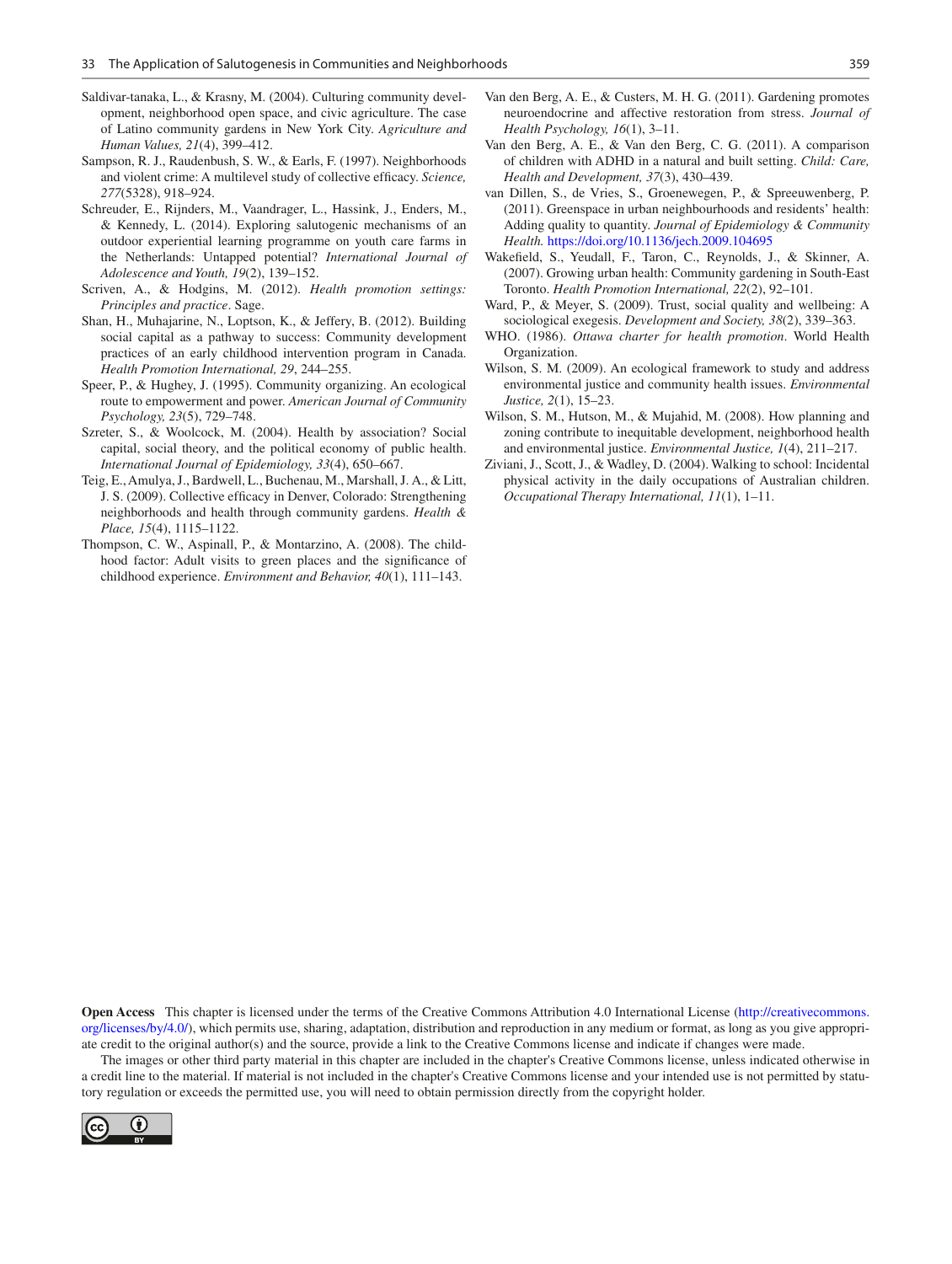Saldivar-tanaka, L., & Krasny, M. (2004). Culturing community development, neighborhood open space, and civic agriculture. The case of Latino community gardens in New York City. *Agriculture and Human Values, 21*(4), 399–412.

Sampson, R. J., Raudenbush, S. W., & Earls, F. (1997). Neighborhoods and violent crime: A multilevel study of collective efficacy. *Science, 277*(5328), 918–924.

Schreuder, E., Rijnders, M., Vaandrager, L., Hassink, J., Enders, M., & Kennedy, L. (2014). Exploring salutogenic mechanisms of an outdoor experiential learning programme on youth care farms in the Netherlands: Untapped potential? *International Journal of Adolescence and Youth, 19*(2), 139–152.

Scriven, A., & Hodgins, M. (2012). *Health promotion settings: Principles and practice*. Sage.

Shan, H., Muhajarine, N., Loptson, K., & Jeffery, B. (2012). Building social capital as a pathway to success: Community development practices of an early childhood intervention program in Canada. *Health Promotion International, 29*, 244–255.

Speer, P., & Hughey, J. (1995). Community organizing. An ecological route to empowerment and power. *American Journal of Community Psychology, 23*(5), 729–748.

Szreter, S., & Woolcock, M. (2004). Health by association? Social capital, social theory, and the political economy of public health. *International Journal of Epidemiology, 33*(4), 650–667.

Teig, E., Amulya, J., Bardwell, L., Buchenau, M., Marshall, J. A., & Litt, J. S. (2009). Collective efficacy in Denver, Colorado: Strengthening neighborhoods and health through community gardens. *Health & Place, 15*(4), 1115–1122.

Thompson, C. W., Aspinall, P., & Montarzino, A. (2008). The childhood factor: Adult visits to green places and the significance of childhood experience. *Environment and Behavior, 40*(1), 111–143.

Van den Berg, A. E., & Custers, M. H. G. (2011). Gardening promotes neuroendocrine and affective restoration from stress. *Journal of Health Psychology, 16*(1), 3–11.

Van den Berg, A. E., & Van den Berg, C. G. (2011). A comparison of children with ADHD in a natural and built setting. *Child: Care, Health and Development, 37*(3), 430–439.

van Dillen, S., de Vries, S., Groenewegen, P., & Spreeuwenberg, P. (2011). Greenspace in urban neighbourhoods and residents' health: Adding quality to quantity. *Journal of Epidemiology & Community Health.* https://doi.org/10.1136/jech.2009.104695

Wakefield, S., Yeudall, F., Taron, C., Reynolds, J., & Skinner, A. (2007). Growing urban health: Community gardening in South-East Toronto. *Health Promotion International, 22*(2), 92–101.

Ward, P., & Meyer, S. (2009). Trust, social quality and wellbeing: A sociological exegesis. *Development and Society, 38*(2), 339–363.

WHO. (1986). *Ottawa charter for health promotion*. World Health Organization.

Wilson, S. M. (2009). An ecological framework to study and address environmental justice and community health issues. *Environmental Justice, 2*(1), 15–23.

Wilson, S. M., Hutson, M., & Mujahid, M. (2008). How planning and zoning contribute to inequitable development, neighborhood health and environmental justice. *Environmental Justice, 1*(4), 211–217.

Ziviani, J., Scott, J., & Wadley, D. (2004). Walking to school: Incidental physical activity in the daily occupations of Australian children. *Occupational Therapy International, 11*(1), 1–11.

**Open Access** This chapter is licensed under the terms of the Creative Commons Attribution 4.0 International License (http://creativecommons.org/licenses/by/4.0/), which permits use, sharing, adaptation, distribution and reproduction in any medium or format, as long as you give appropriate credit to the original author(s) and the source, provide a link to the Creative Commons license and indicate if changes were made.

The images or other third party material in this chapter are included in the chapter's Creative Commons license, unless indicated otherwise in a credit line to the material. If material is not included in the chapter's Creative Commons license and your intended use is not permitted by statutory regulation or exceeds the permitted use, you will need to obtain permission directly from the copyright holder.